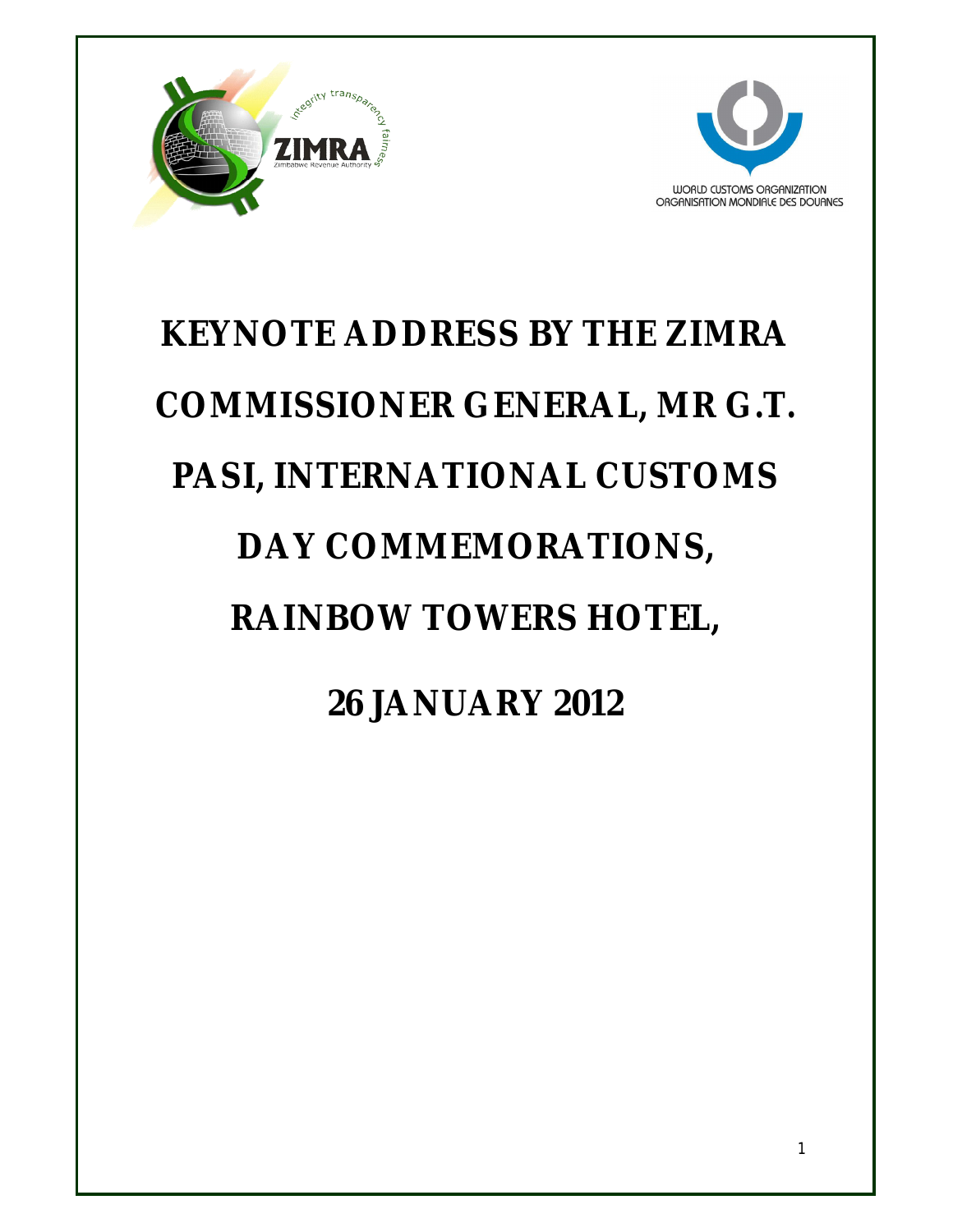# KEYNOTE ADDRESS BY THE ZIMRA COMMISSIONER GENERAL, MR G.T. PASI, INTERNATIONAL CUSTOMS DAY COMMEMORATIONS, RAINBOW TOWERS HOTEL,

# 26 JANUARY 2012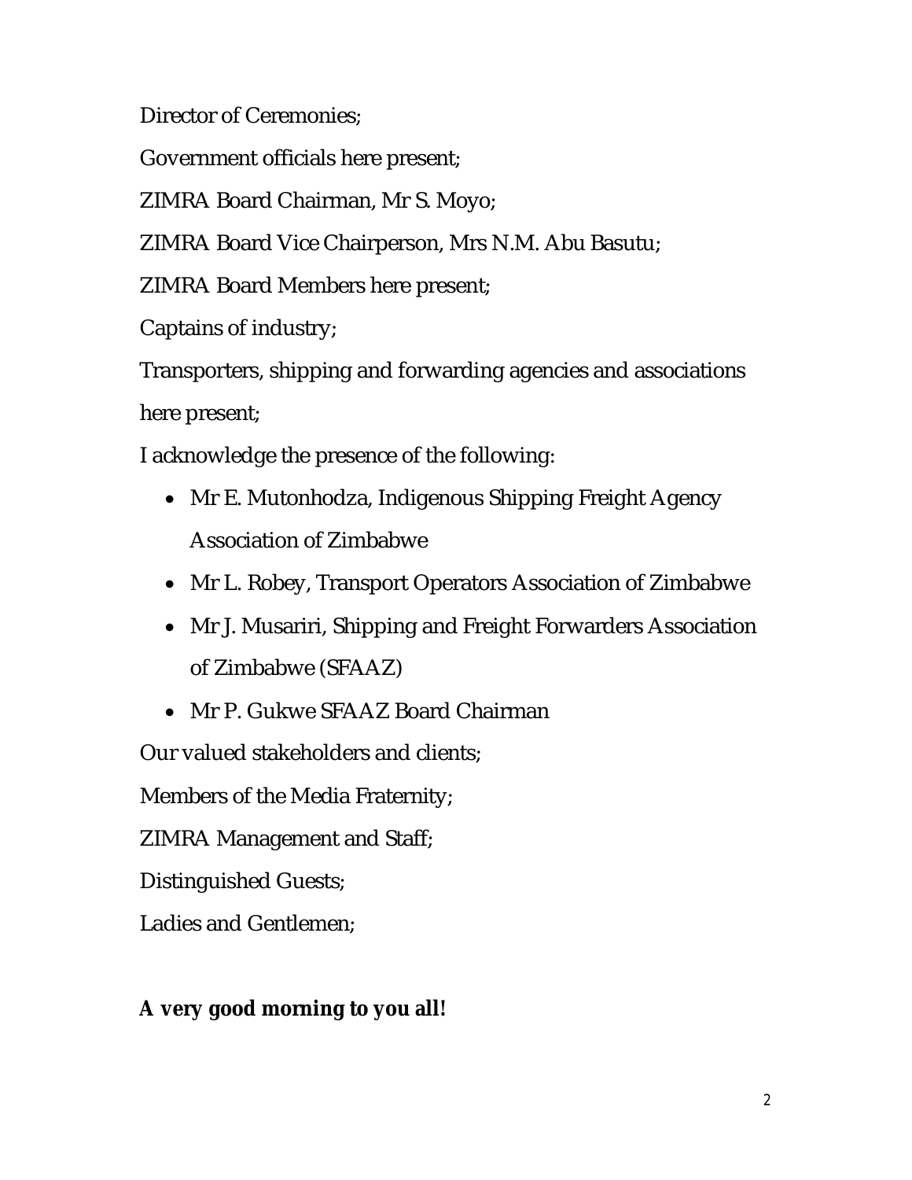Director of Ceremonies;

Government officials here present;

ZIMRA Board Chairman, Mr S. Moyo;

ZIMRA Board Vice Chairperson, Mrs N.M. Abu Basutu;

ZIMRA Board Members here present;

Captains of industry;

Transporters, shipping and forwarding agencies and associations here present;

I acknowledge the presence of the following:

- Mr E. Mutonhodza, Indigenous Shipping Freight Agency Association of Zimbabwe
- Mr L. Robey, Transport Operators Association of Zimbabwe
- Mr J. Musariri, Shipping and Freight Forwarders Association of Zimbabwe (SFAAZ)
- Mr P. Gukwe SFAAZ Board Chairman

Our valued stakeholders and clients;

Members of the Media Fraternity;

ZIMRA Management and Staff;

Distinguished Guests;

Ladies and Gentlemen;

**A very good morning to you all!**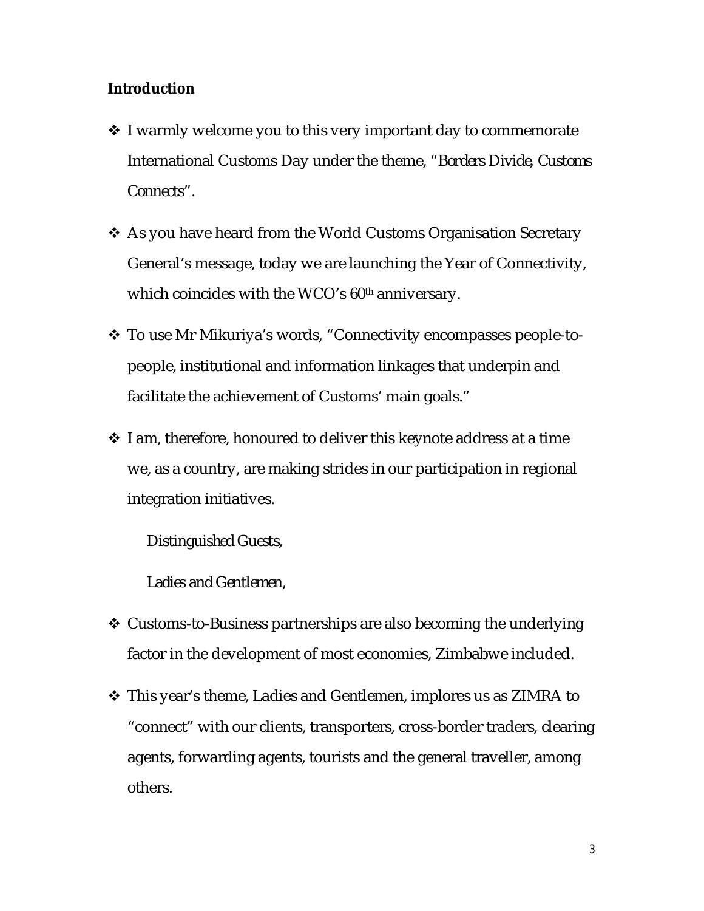**Introduction**

- I warmly welcome you to this very important day to commemorate International Customs Day under the theme, "*Borders Divide, Customs Connects*".

- As you have heard from the World Customs Organisation Secretary General's message, today we are launching the Year of Connectivity, which coincides with the WCO's 60th anniversary.

- To use Mr Mikuriya's words, "Connectivity encompasses people-to-people, institutional and information linkages that underpin and facilitate the achievement of Customs' main goals."

- I am, therefore, honoured to deliver this keynote address at a time we, as a country, are making strides in our participation in regional integration initiatives.

  *Distinguished Guests,*

  *Ladies and Gentlemen,*

- Customs-to-Business partnerships are also becoming the underlying factor in the development of most economies, Zimbabwe included.

- This year's theme, Ladies and Gentlemen, implores us as ZIMRA to "connect" with our clients, transporters, cross-border traders, clearing agents, forwarding agents, tourists and the general traveller, among others.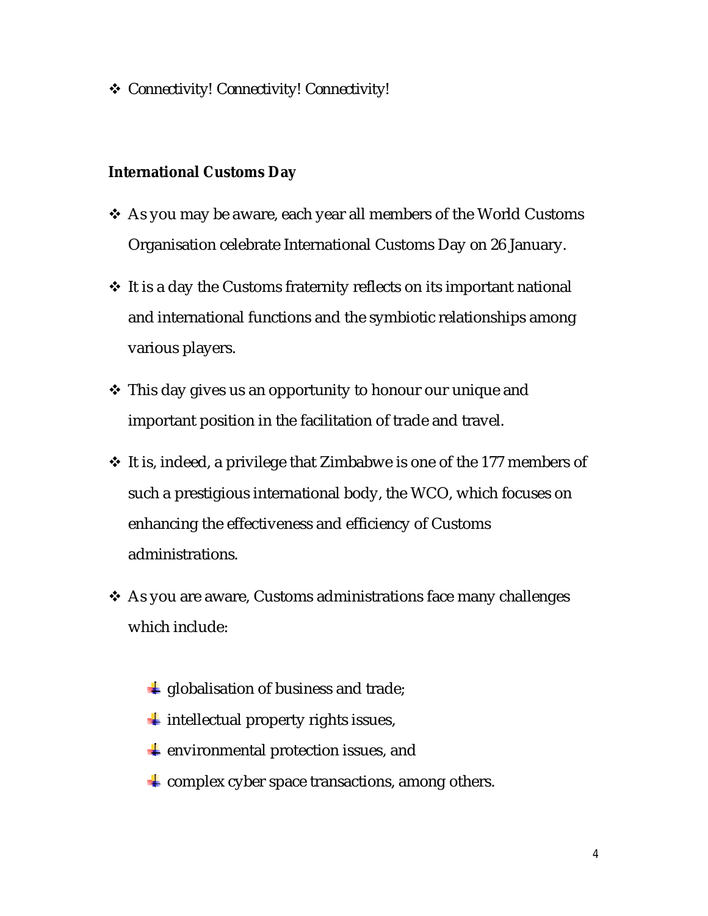- *Connectivity! Connectivity! Connectivity!*

**International Customs Day**

- As you may be aware, each year all members of the World Customs Organisation celebrate International Customs Day on 26 January.
- It is a day the Customs fraternity reflects on its important national and international functions and the symbiotic relationships among various players.
- This day gives us an opportunity to honour our unique and important position in the facilitation of trade and travel.
- It is, indeed, a privilege that Zimbabwe is one of the 177 members of such a prestigious international body, the WCO, which focuses on enhancing the effectiveness and efficiency of Customs administrations.
- As you are aware, Customs administrations face many challenges which include:
  - globalisation of business and trade;
  - intellectual property rights issues,
  - environmental protection issues, and
  - complex cyber space transactions, among others.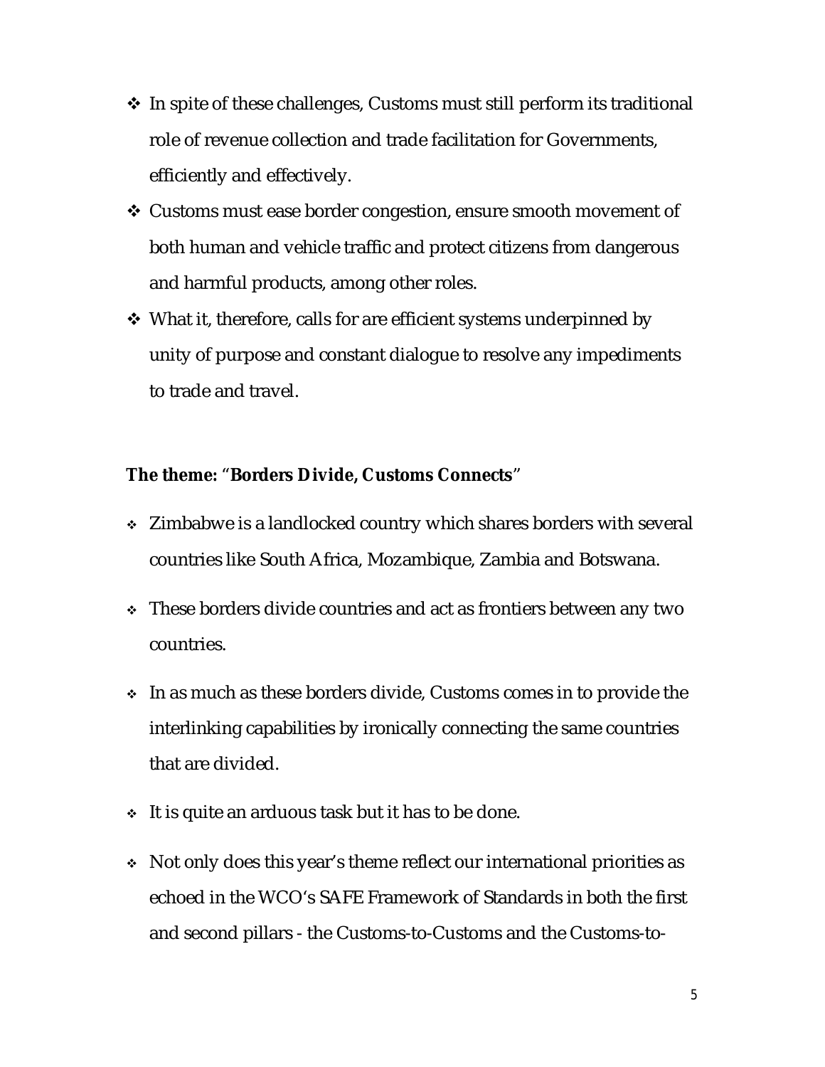- In spite of these challenges, Customs must still perform its traditional role of revenue collection and trade facilitation for Governments, efficiently and effectively.
- Customs must ease border congestion, ensure smooth movement of both human and vehicle traffic and protect citizens from dangerous and harmful products, among other roles.
- What it, therefore, calls for are efficient systems underpinned by unity of purpose and constant dialogue to resolve any impediments to trade and travel.

**The theme: "Borders Divide, Customs Connects"**

- Zimbabwe is a landlocked country which shares borders with several countries like South Africa, Mozambique, Zambia and Botswana.
- These borders divide countries and act as frontiers between any two countries.
- In as much as these borders divide, Customs comes in to provide the interlinking capabilities by ironically connecting the same countries that are divided.
- It is quite an arduous task but it has to be done.
- Not only does this year's theme reflect our international priorities as echoed in the WCO's SAFE Framework of Standards in both the first and second pillars - the Customs-to-Customs and the Customs-to-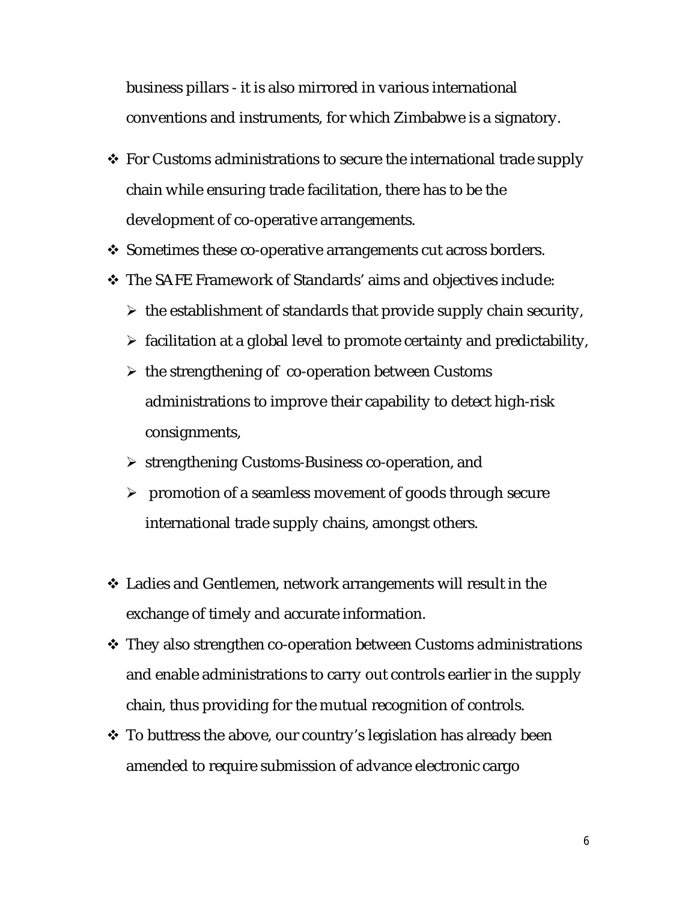business pillars - it is also mirrored in various international conventions and instruments, for which Zimbabwe is a signatory.

- For Customs administrations to secure the international trade supply chain while ensuring trade facilitation, there has to be the development of co-operative arrangements.
- Sometimes these co-operative arrangements cut across borders.
- The SAFE Framework of Standards' aims and objectives include:
  - the establishment of standards that provide supply chain security,
  - facilitation at a global level to promote certainty and predictability,
  - the strengthening of co-operation between Customs administrations to improve their capability to detect high-risk consignments,
  - strengthening Customs-Business co-operation, and
  - promotion of a seamless movement of goods through secure international trade supply chains, amongst others.

- Ladies and Gentlemen, network arrangements will result in the exchange of timely and accurate information.
- They also strengthen co-operation between Customs administrations and enable administrations to carry out controls earlier in the supply chain, thus providing for the mutual recognition of controls.
- To buttress the above, our country's legislation has already been amended to require submission of advance electronic cargo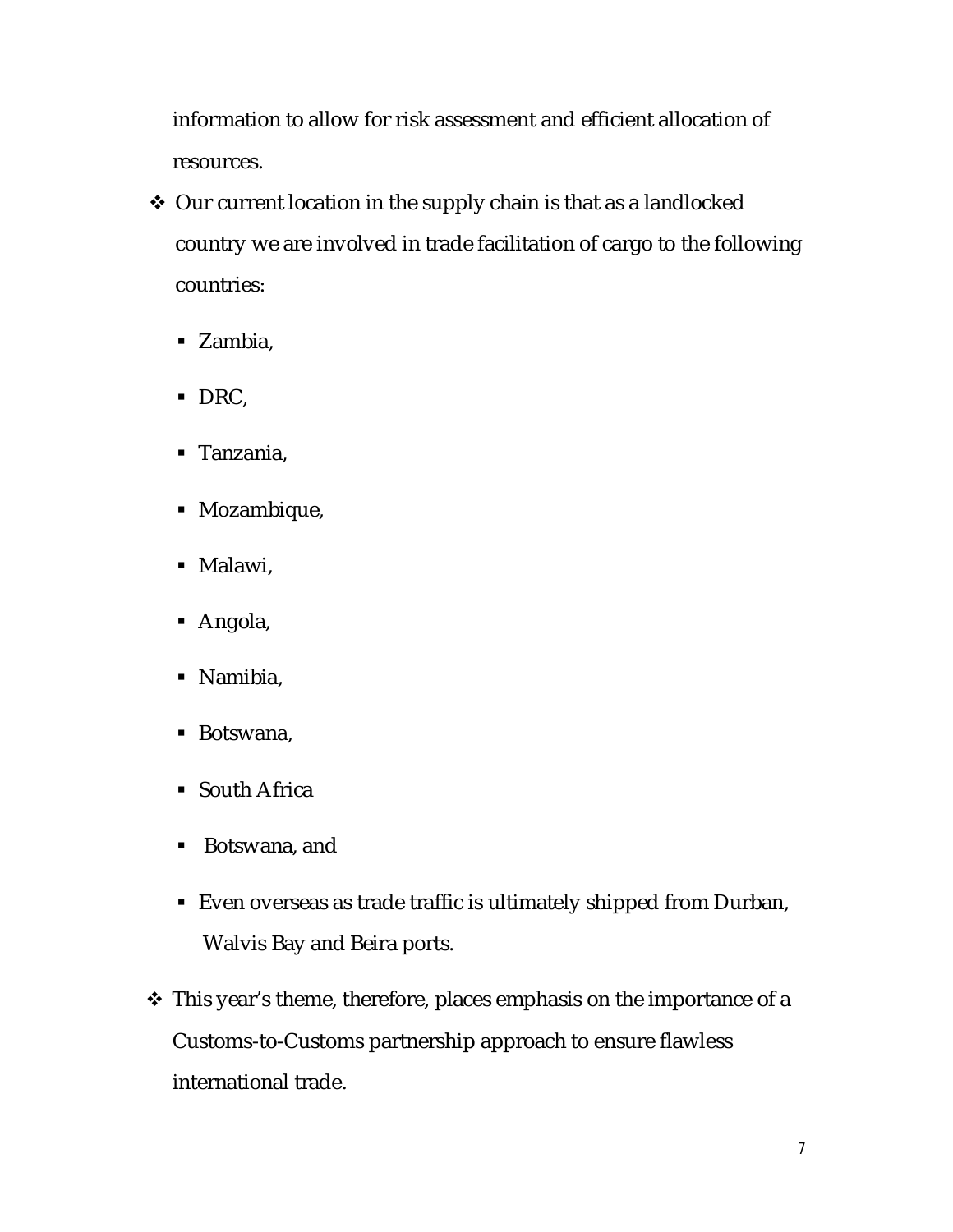information to allow for risk assessment and efficient allocation of resources.

- Our current location in the supply chain is that as a landlocked country we are involved in trade facilitation of cargo to the following countries:
  - Zambia,
  - DRC,
  - Tanzania,
  - Mozambique,
  - Malawi,
  - Angola,
  - Namibia,
  - Botswana,
  - South Africa
  - Botswana, and
  - Even overseas as trade traffic is ultimately shipped from Durban, Walvis Bay and Beira ports.
- This year's theme, therefore, places emphasis on the importance of a Customs-to-Customs partnership approach to ensure flawless international trade.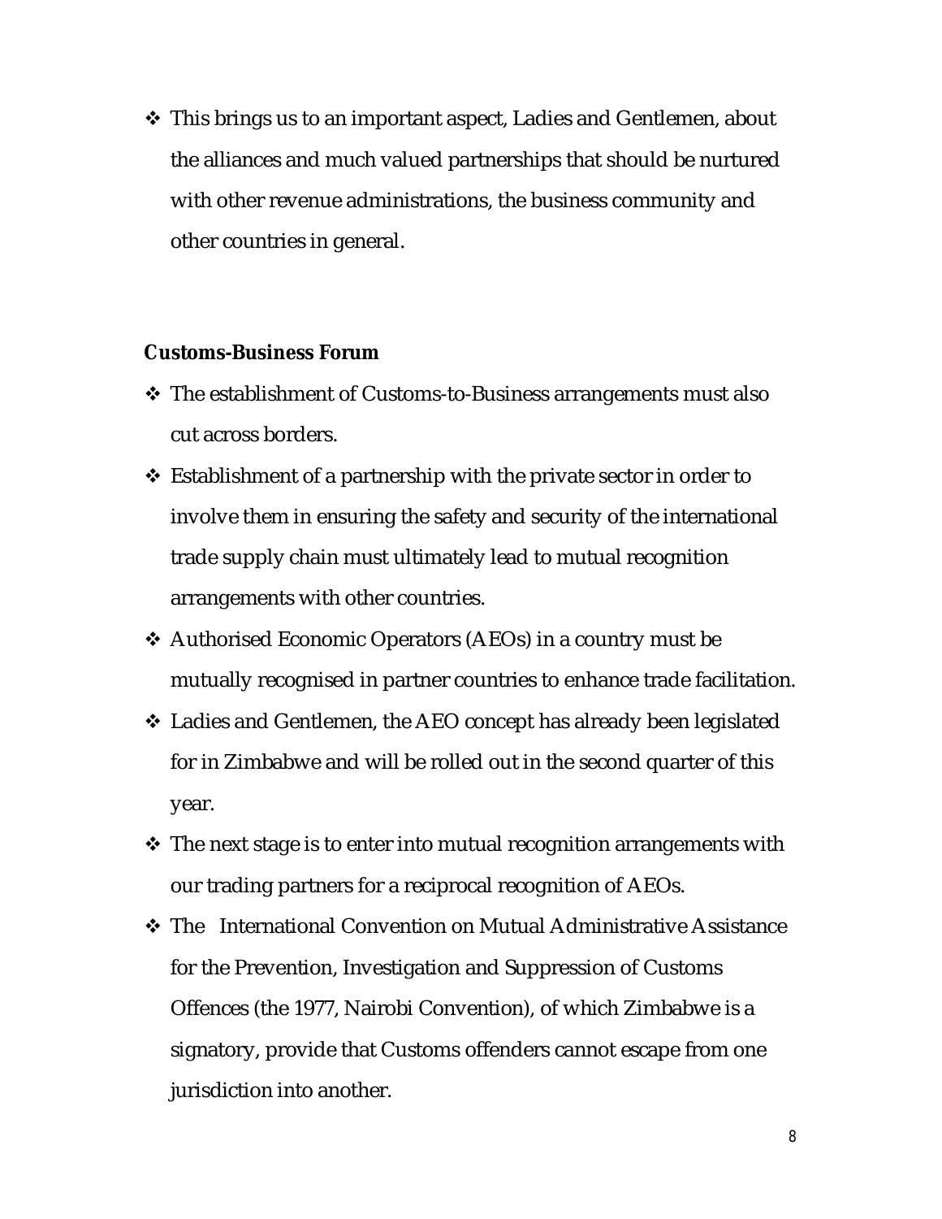- This brings us to an important aspect, Ladies and Gentlemen, about the alliances and much valued partnerships that should be nurtured with other revenue administrations, the business community and other countries in general.

**Customs-Business Forum**

- The establishment of Customs-to-Business arrangements must also cut across borders.
- Establishment of a partnership with the private sector in order to involve them in ensuring the safety and security of the international trade supply chain must ultimately lead to mutual recognition arrangements with other countries.
- Authorised Economic Operators (AEOs) in a country must be mutually recognised in partner countries to enhance trade facilitation.
- Ladies and Gentlemen, the AEO concept has already been legislated for in Zimbabwe and will be rolled out in the second quarter of this year.
- The next stage is to enter into mutual recognition arrangements with our trading partners for a reciprocal recognition of AEOs.
- The International Convention on Mutual Administrative Assistance for the Prevention, Investigation and Suppression of Customs Offences (the 1977, Nairobi Convention), of which Zimbabwe is a signatory, provide that Customs offenders cannot escape from one jurisdiction into another.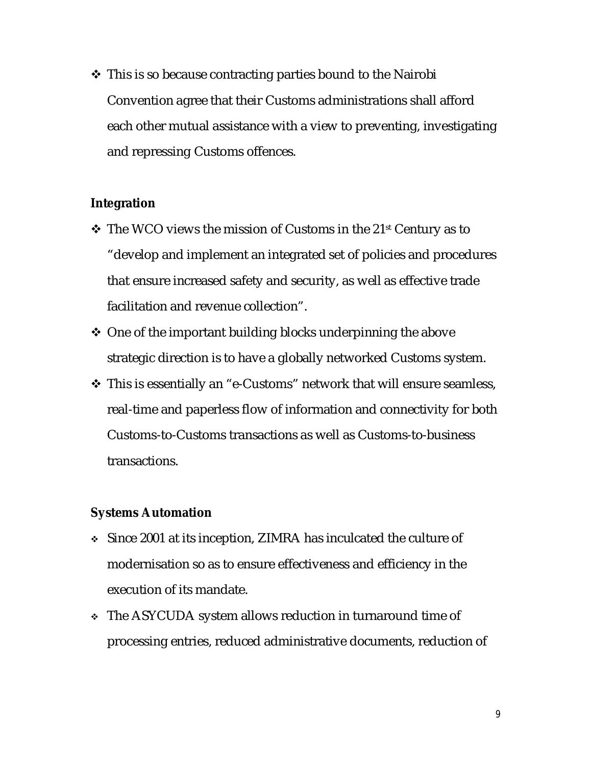- This is so because contracting parties bound to the Nairobi Convention agree that their Customs administrations shall afford each other mutual assistance with a view to preventing, investigating and repressing Customs offences.

**Integration**

- The WCO views the mission of Customs in the 21st Century as to "develop and implement an integrated set of policies and procedures that ensure increased safety and security, as well as effective trade facilitation and revenue collection".
- One of the important building blocks underpinning the above strategic direction is to have a globally networked Customs system.
- This is essentially an "e-Customs" network that will ensure seamless, real-time and paperless flow of information and connectivity for both Customs-to-Customs transactions as well as Customs-to-business transactions.

**Systems Automation**

- Since 2001 at its inception, ZIMRA has inculcated the culture of modernisation so as to ensure effectiveness and efficiency in the execution of its mandate.
- The ASYCUDA system allows reduction in turnaround time of processing entries, reduced administrative documents, reduction of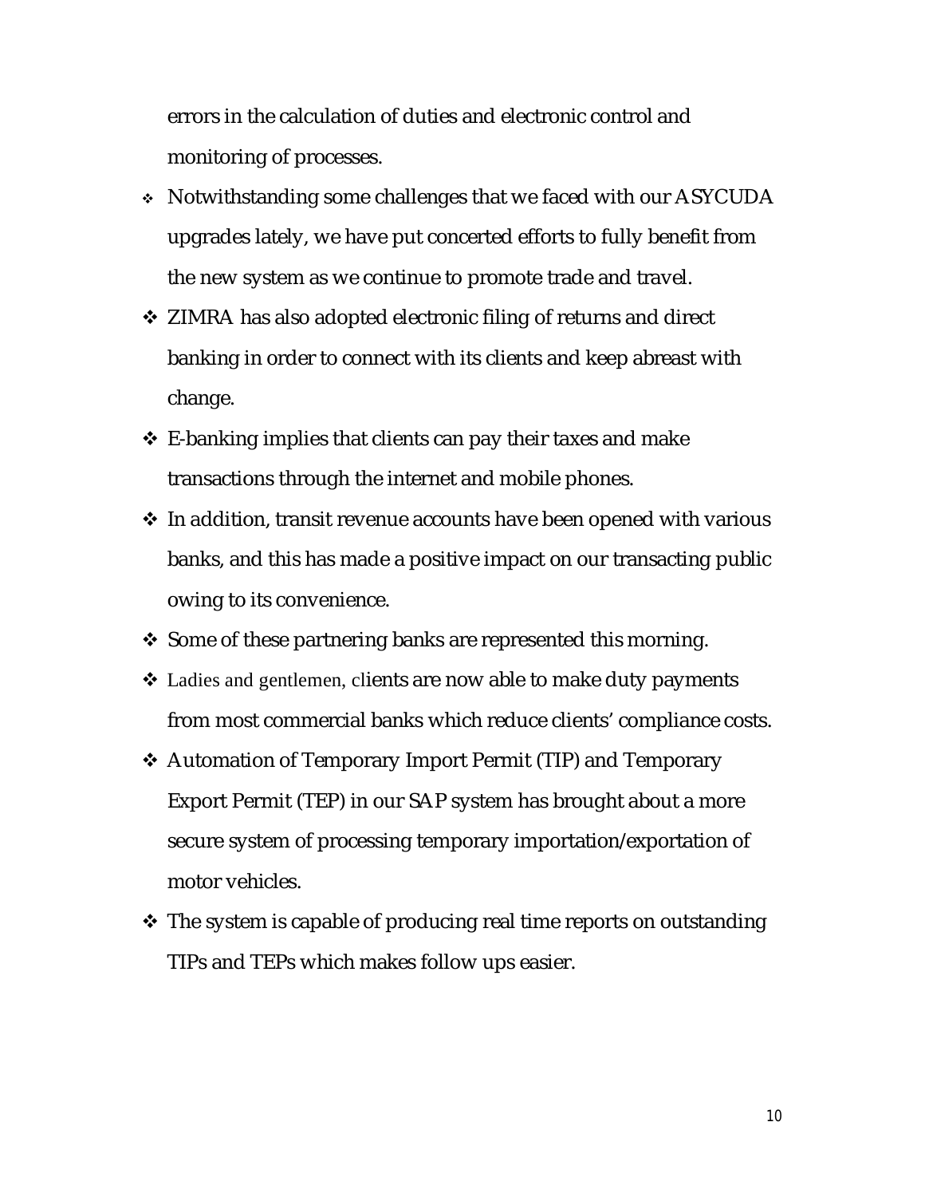errors in the calculation of duties and electronic control and monitoring of processes.

- Notwithstanding some challenges that we faced with our ASYCUDA upgrades lately, we have put concerted efforts to fully benefit from the new system as we continue to promote trade and travel.
- ZIMRA has also adopted electronic filing of returns and direct banking in order to connect with its clients and keep abreast with change.
- E-banking implies that clients can pay their taxes and make transactions through the internet and mobile phones.
- In addition, transit revenue accounts have been opened with various banks, and this has made a positive impact on our transacting public owing to its convenience.
- Some of these partnering banks are represented this morning.
- Ladies and gentlemen, clients are now able to make duty payments from most commercial banks which reduce clients' compliance costs.
- Automation of Temporary Import Permit (TIP) and Temporary Export Permit (TEP) in our SAP system has brought about a more secure system of processing temporary importation/exportation of motor vehicles.
- The system is capable of producing real time reports on outstanding TIPs and TEPs which makes follow ups easier.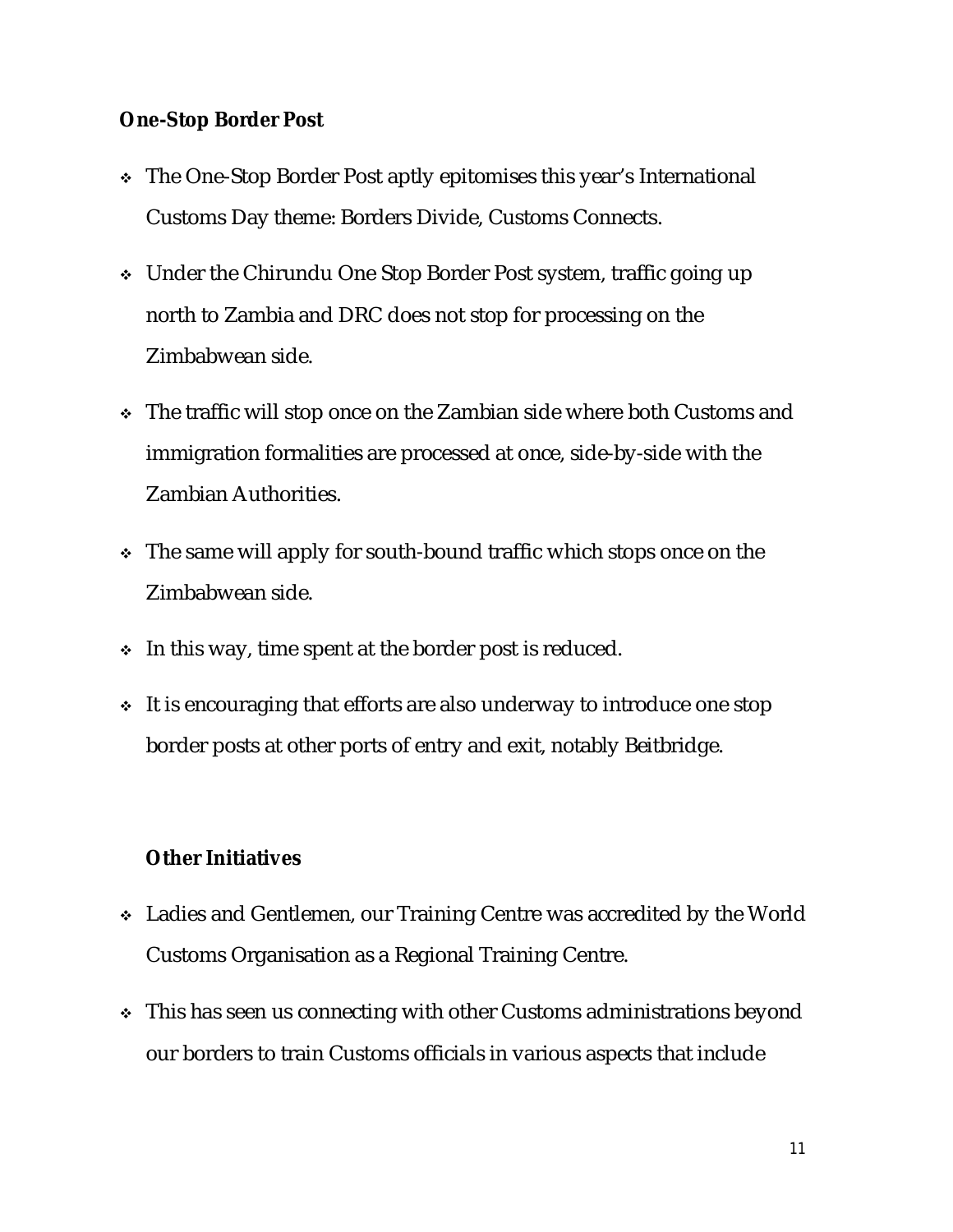**One-Stop Border Post**

- The One-Stop Border Post aptly epitomises this year's International Customs Day theme: Borders Divide, Customs Connects.
- Under the Chirundu One Stop Border Post system, traffic going up north to Zambia and DRC does not stop for processing on the Zimbabwean side.
- The traffic will stop once on the Zambian side where both Customs and immigration formalities are processed at once, side-by-side with the Zambian Authorities.
- The same will apply for south-bound traffic which stops once on the Zimbabwean side.
- In this way, time spent at the border post is reduced.
- It is encouraging that efforts are also underway to introduce one stop border posts at other ports of entry and exit, notably Beitbridge.

**Other Initiatives**

- Ladies and Gentlemen, our Training Centre was accredited by the World Customs Organisation as a Regional Training Centre.
- This has seen us connecting with other Customs administrations beyond our borders to train Customs officials in various aspects that include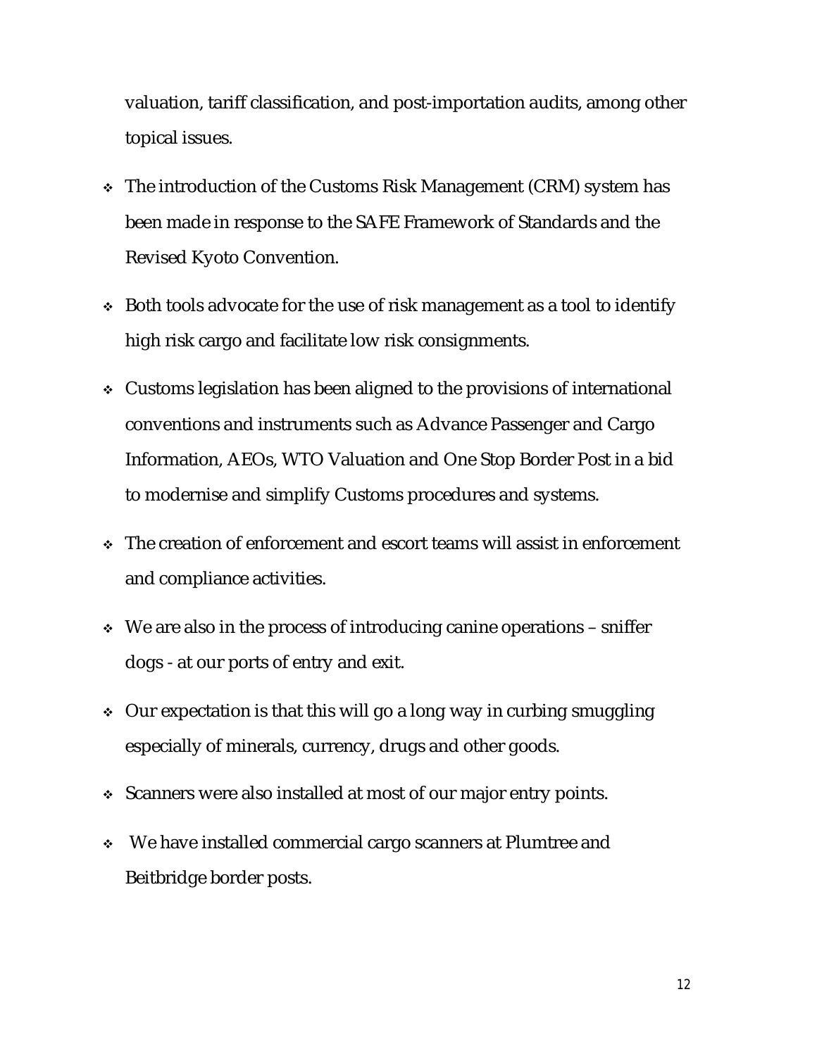valuation, tariff classification, and post-importation audits, among other topical issues.

- The introduction of the Customs Risk Management (CRM) system has been made in response to the SAFE Framework of Standards and the Revised Kyoto Convention.
- Both tools advocate for the use of risk management as a tool to identify high risk cargo and facilitate low risk consignments.
- Customs legislation has been aligned to the provisions of international conventions and instruments such as Advance Passenger and Cargo Information, AEOs, WTO Valuation and One Stop Border Post in a bid to modernise and simplify Customs procedures and systems.
- The creation of enforcement and escort teams will assist in enforcement and compliance activities.
- We are also in the process of introducing canine operations – sniffer dogs - at our ports of entry and exit.
- Our expectation is that this will go a long way in curbing smuggling especially of minerals, currency, drugs and other goods.
- Scanners were also installed at most of our major entry points.
- We have installed commercial cargo scanners at Plumtree and Beitbridge border posts.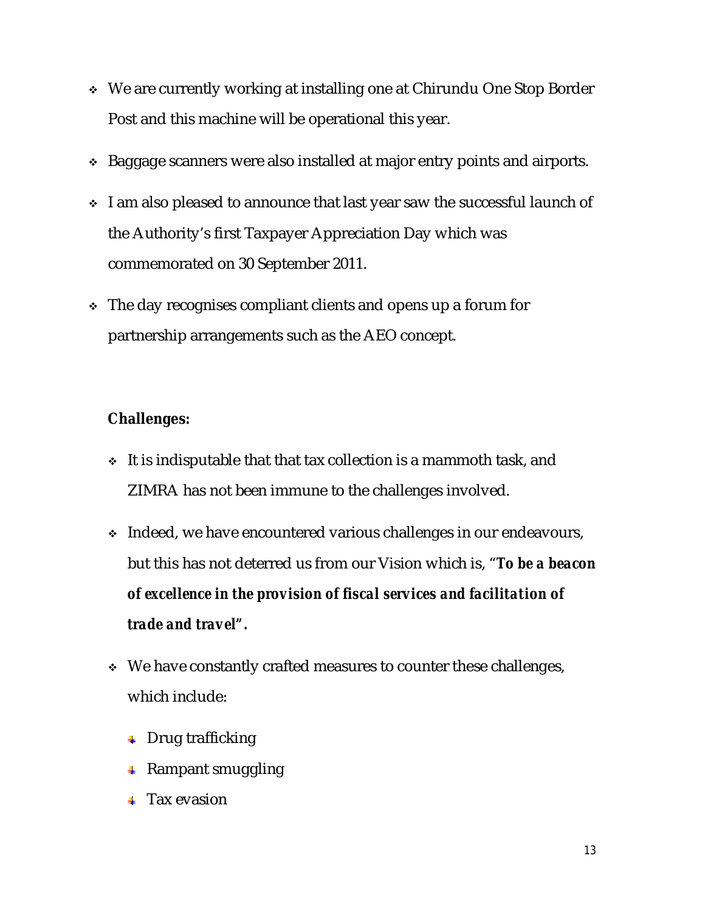- We are currently working at installing one at Chirundu One Stop Border Post and this machine will be operational this year.
- Baggage scanners were also installed at major entry points and airports.
- I am also pleased to announce that last year saw the successful launch of the Authority's first Taxpayer Appreciation Day which was commemorated on 30 September 2011.
- The day recognises compliant clients and opens up a forum for partnership arrangements such as the AEO concept.

**Challenges:**

- It is indisputable that that tax collection is a mammoth task, and ZIMRA has not been immune to the challenges involved.
- Indeed, we have encountered various challenges in our endeavours, but this has not deterred us from our Vision which is, "***To be a beacon of excellence in the provision of fiscal services and facilitation of trade and travel".***
- We have constantly crafted measures to counter these challenges, which include:
    - Drug trafficking
    - Rampant smuggling
    - Tax evasion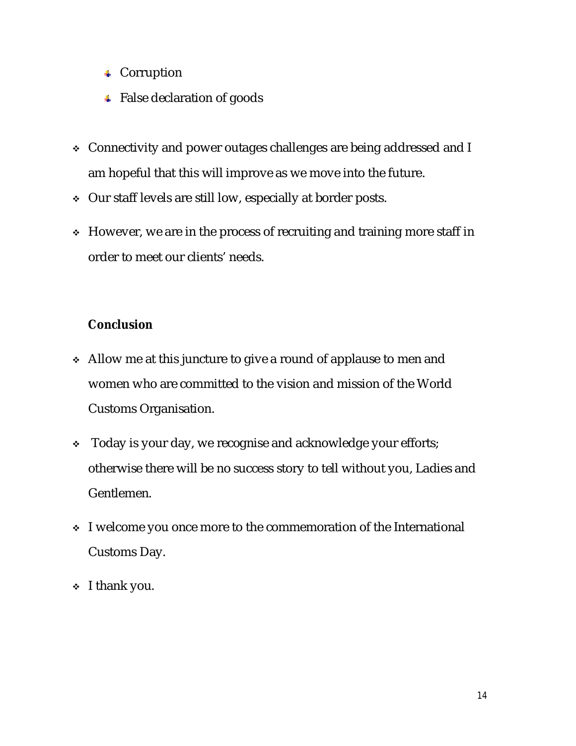- Corruption
- False declaration of goods

- Connectivity and power outages challenges are being addressed and I am hopeful that this will improve as we move into the future.
- Our staff levels are still low, especially at border posts.
- However, we are in the process of recruiting and training more staff in order to meet our clients' needs.

**Conclusion**

- Allow me at this juncture to give a round of applause to men and women who are committed to the vision and mission of the World Customs Organisation.
- Today is your day, we recognise and acknowledge your efforts; otherwise there will be no success story to tell without you, Ladies and Gentlemen.
- I welcome you once more to the commemoration of the International Customs Day.
- I thank you.